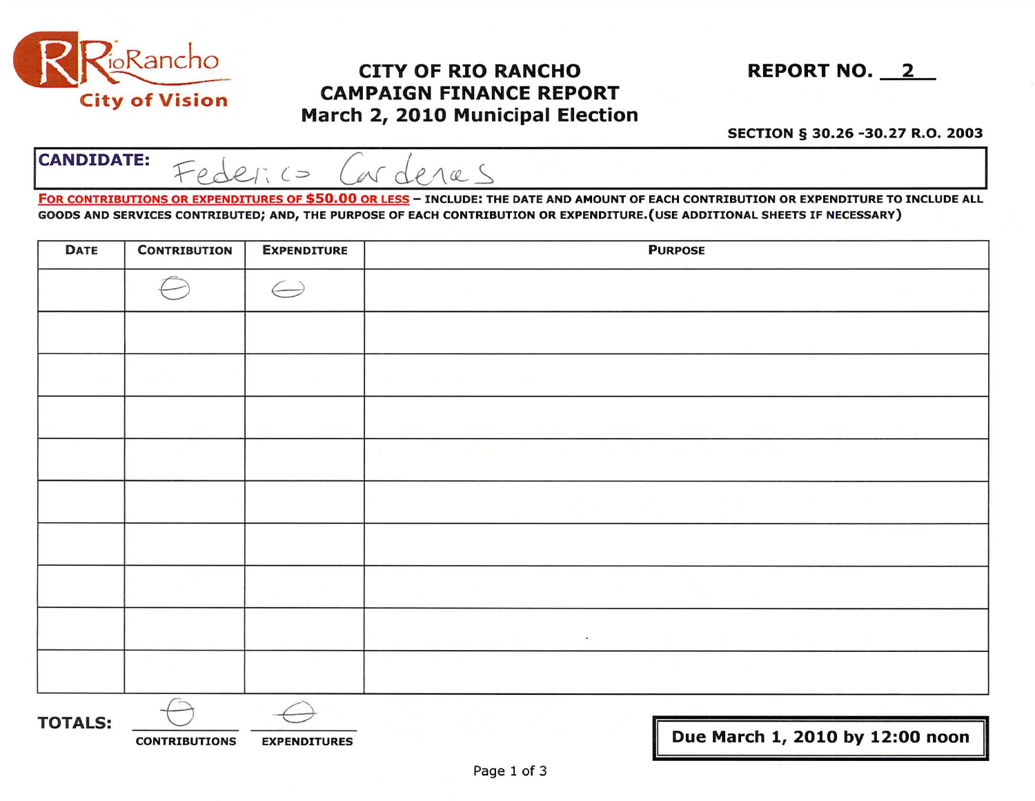RioRancho City of Vision

# CITY OF RIO RANCHO CAMPAIGN FINANCE REPORT March 2, 2010 Municipal Election

**REPORT NO. 2**

**SECTION § 30.26 -30.27 R.O. 2003**

**CANDIDATE:** Federico Cardenas

**FOR CONTRIBUTIONS OR EXPENDITURES OF $50.00 OR LESS** – INCLUDE: THE DATE AND AMOUNT OF EACH CONTRIBUTION OR EXPENDITURE TO INCLUDE ALL GOODS AND SERVICES CONTRIBUTED; AND, THE PURPOSE OF EACH CONTRIBUTION OR EXPENDITURE.(USE ADDITIONAL SHEETS IF NECESSARY)

| DATE | CONTRIBUTION | EXPENDITURE | PURPOSE |
|---|---|---|---|
| | ⊖ | ⊖ | |
| | | | |
| | | | |
| | | | |
| | | | |
| | | | |
| | | | |
| | | | |
| | | | |
| | | | |

**TOTALS:** ⊖ CONTRIBUTIONS ⊖ EXPENDITURES

**Due March 1, 2010 by 12:00 noon**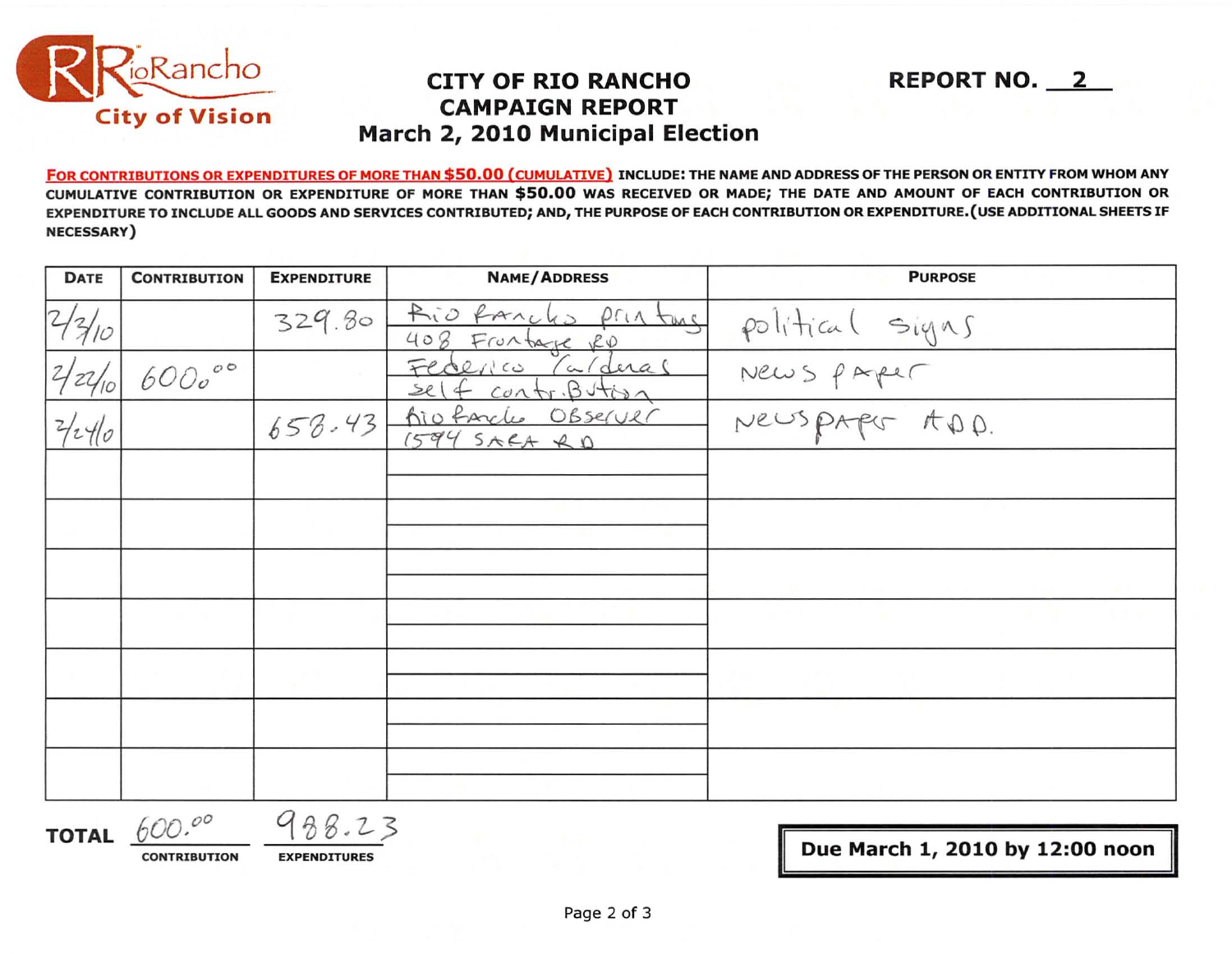RioRancho City of Vision

# CITY OF RIO RANCHO CAMPAIGN REPORT March 2, 2010 Municipal Election

**REPORT NO. 2**

**FOR CONTRIBUTIONS OR EXPENDITURES OF MORE THAN $50.00 (CUMULATIVE) INCLUDE: THE NAME AND ADDRESS OF THE PERSON OR ENTITY FROM WHOM ANY CUMULATIVE CONTRIBUTION OR EXPENDITURE OF MORE THAN $50.00 WAS RECEIVED OR MADE; THE DATE AND AMOUNT OF EACH CONTRIBUTION OR EXPENDITURE TO INCLUDE ALL GOODS AND SERVICES CONTRIBUTED; AND, THE PURPOSE OF EACH CONTRIBUTION OR EXPENDITURE. (USE ADDITIONAL SHEETS IF NECESSARY)**

| DATE | CONTRIBUTION | EXPENDITURE | NAME/ADDRESS | PURPOSE |
|---|---|---|---|---|
| 2/3/10 | | 329.80 | Rio Rancho printing 408 Frontage RD | political signs |
| 2/22/10 | 600.00 | | Federico Caldera self contribution | News paper |
| 2/24/10 | | 658.43 | Rio Rancho Observer 1594 SARA RD | Newspaper ADD. |
| | | | | |
| | | | | |
| | | | | |
| | | | | |
| | | | | |
| | | | | |
| | | | | |

**TOTAL** 600.00 (CONTRIBUTION) 988.23 (EXPENDITURES)

**Due March 1, 2010 by 12:00 noon**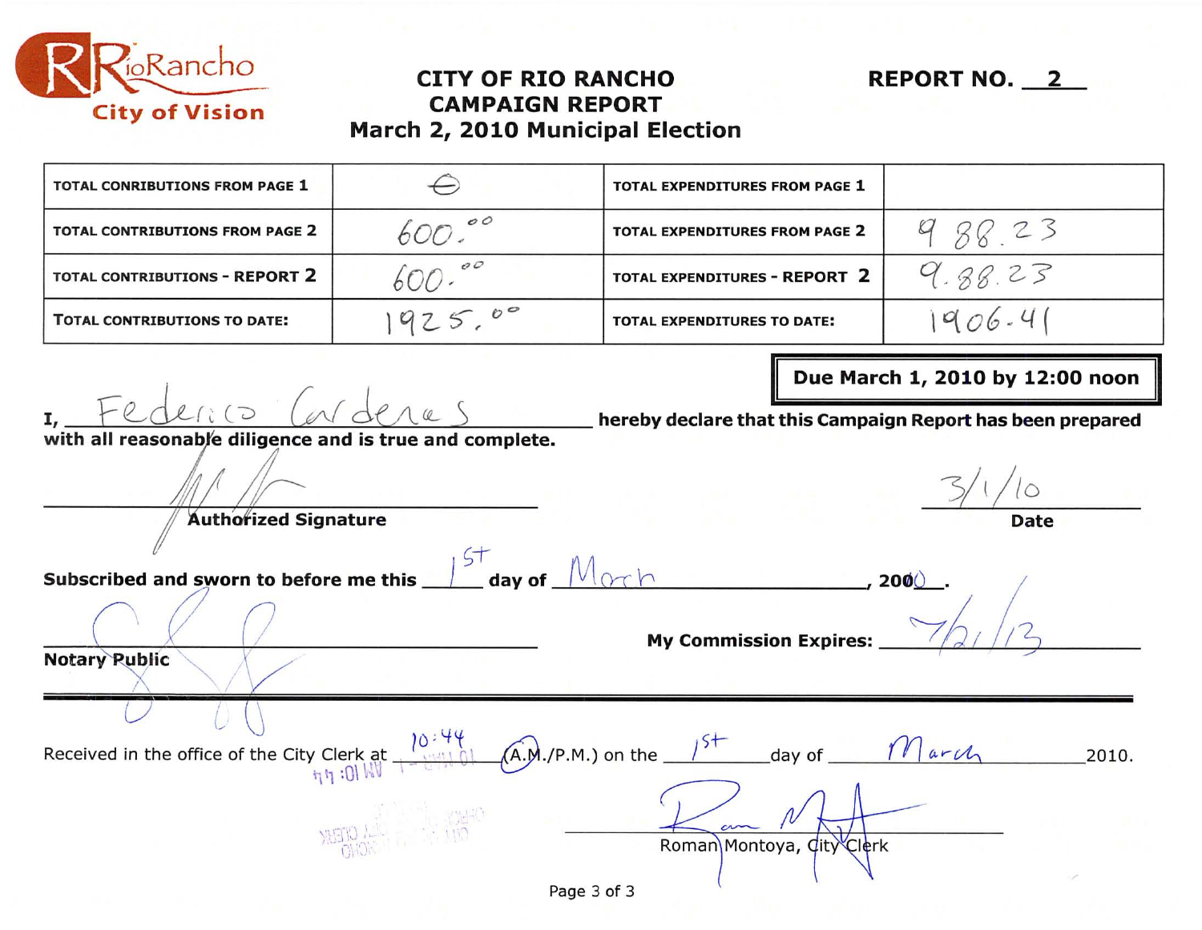RioRancho
City of Vision

# CITY OF RIO RANCHO
# CAMPAIGN REPORT
## March 2, 2010 Municipal Election

**REPORT NO. 2**

| | | | |
|---|---|---|---|
| TOTAL CONRIBUTIONS FROM PAGE 1 | ⊖ | TOTAL EXPENDITURES FROM PAGE 1 | |
| TOTAL CONTRIBUTIONS FROM PAGE 2 | 600.00 | TOTAL EXPENDITURES FROM PAGE 2 | 988.23 |
| TOTAL CONTRIBUTIONS - REPORT 2 | 600.00 | TOTAL EXPENDITURES - REPORT 2 | 9.88.23 |
| TOTAL CONTRIBUTIONS TO DATE: | 1925.00 | TOTAL EXPENDITURES TO DATE: | 1906.41 |

**Due March 1, 2010 by 12:00 noon**

**I, Federico Cardenas hereby declare that this Campaign Report has been prepared with all reasonable diligence and is true and complete.**

**Authorized Signature**

3/1/10
**Date**

**Subscribed and sworn to before me this 1st day of March, 2010.**

**Notary Public**

**My Commission Expires:** 7/21/13

Received in the office of the City Clerk at 10:44 (A.M./P.M.) on the 1st day of March 2010.

Roman Montoya, City Clerk